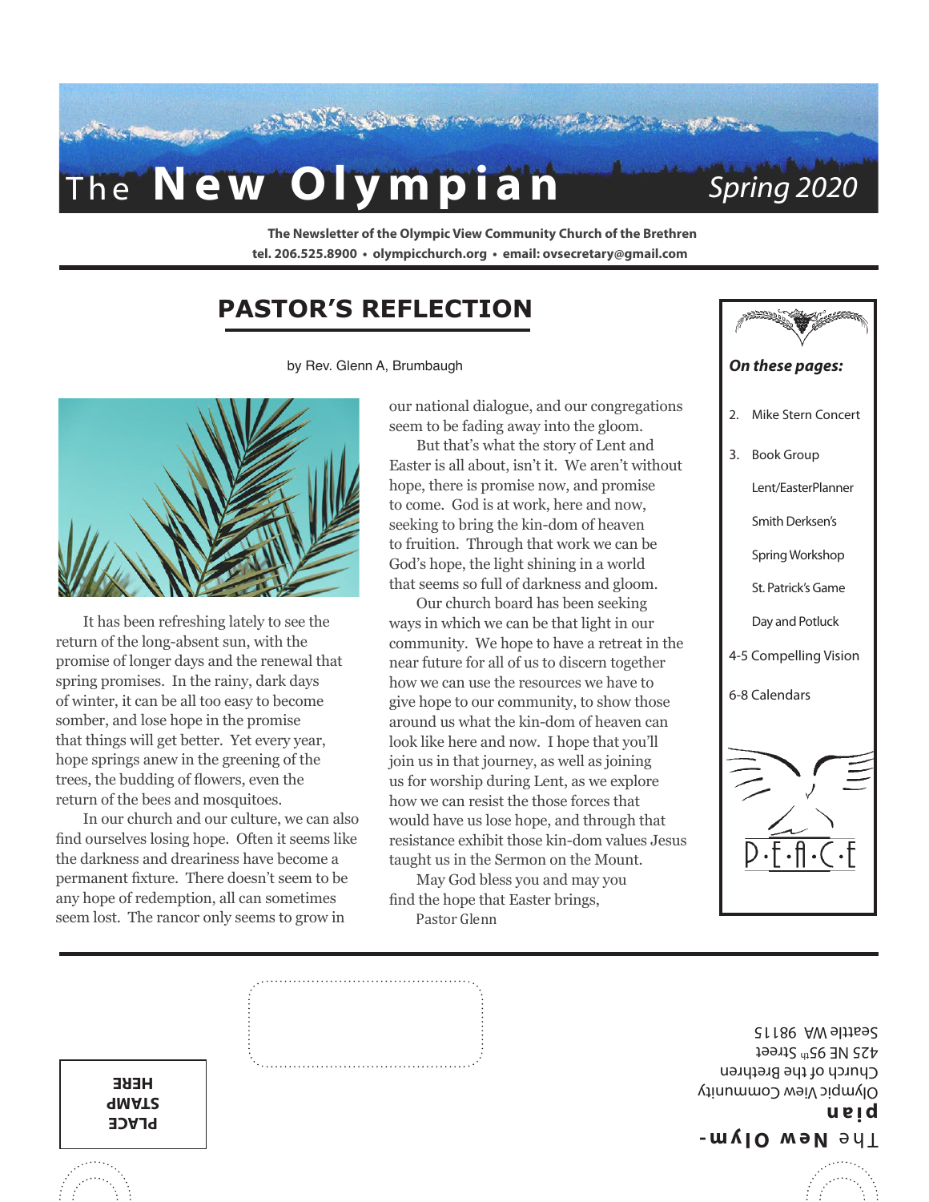# The New Olympian

*Spring 2020*

**The Newsletter of the Olympic View Community Church of the Brethren**
**tel. 206.525.8900 • olympicchurch.org • email: ovsecretary@gmail.com**

## PASTOR'S REFLECTION

by Rev. Glenn A, Brumbaugh

It has been refreshing lately to see the return of the long-absent sun, with the promise of longer days and the renewal that spring promises. In the rainy, dark days of winter, it can be all too easy to become somber, and lose hope in the promise that things will get better. Yet every year, hope springs anew in the greening of the trees, the budding of flowers, even the return of the bees and mosquitoes.

In our church and our culture, we can also find ourselves losing hope. Often it seems like the darkness and dreariness have become a permanent fixture. There doesn't seem to be any hope of redemption, all can sometimes seem lost. The rancor only seems to grow in our national dialogue, and our congregations seem to be fading away into the gloom.

But that's what the story of Lent and Easter is all about, isn't it. We aren't without hope, there is promise now, and promise to come. God is at work, here and now, seeking to bring the kin-dom of heaven to fruition. Through that work we can be God's hope, the light shining in a world that seems so full of darkness and gloom.

Our church board has been seeking ways in which we can be that light in our community. We hope to have a retreat in the near future for all of us to discern together how we can use the resources we have to give hope to our community, to show those around us what the kin-dom of heaven can look like here and now. I hope that you'll join us in that journey, as well as joining us for worship during Lent, as we explore how we can resist the those forces that would have us lose hope, and through that resistance exhibit those kin-dom values Jesus taught us in the Sermon on the Mount.

May God bless you and may you find the hope that Easter brings,

Pastor Glenn

***On these pages:***

2. Mike Stern Concert
3. Book Group
   Lent/EasterPlanner
   Smith Derksen's
   Spring Workshop
   St. Patrick's Game
   Day and Potluck

4-5 Compelling Vision

6-8 Calendars

P·E·A·C·E

---

**PLACE STAMP HERE**

The **New Olym-pian**
Olympic View Community
Church of the Brethren
425 NE 95th Street
Seattle WA 98115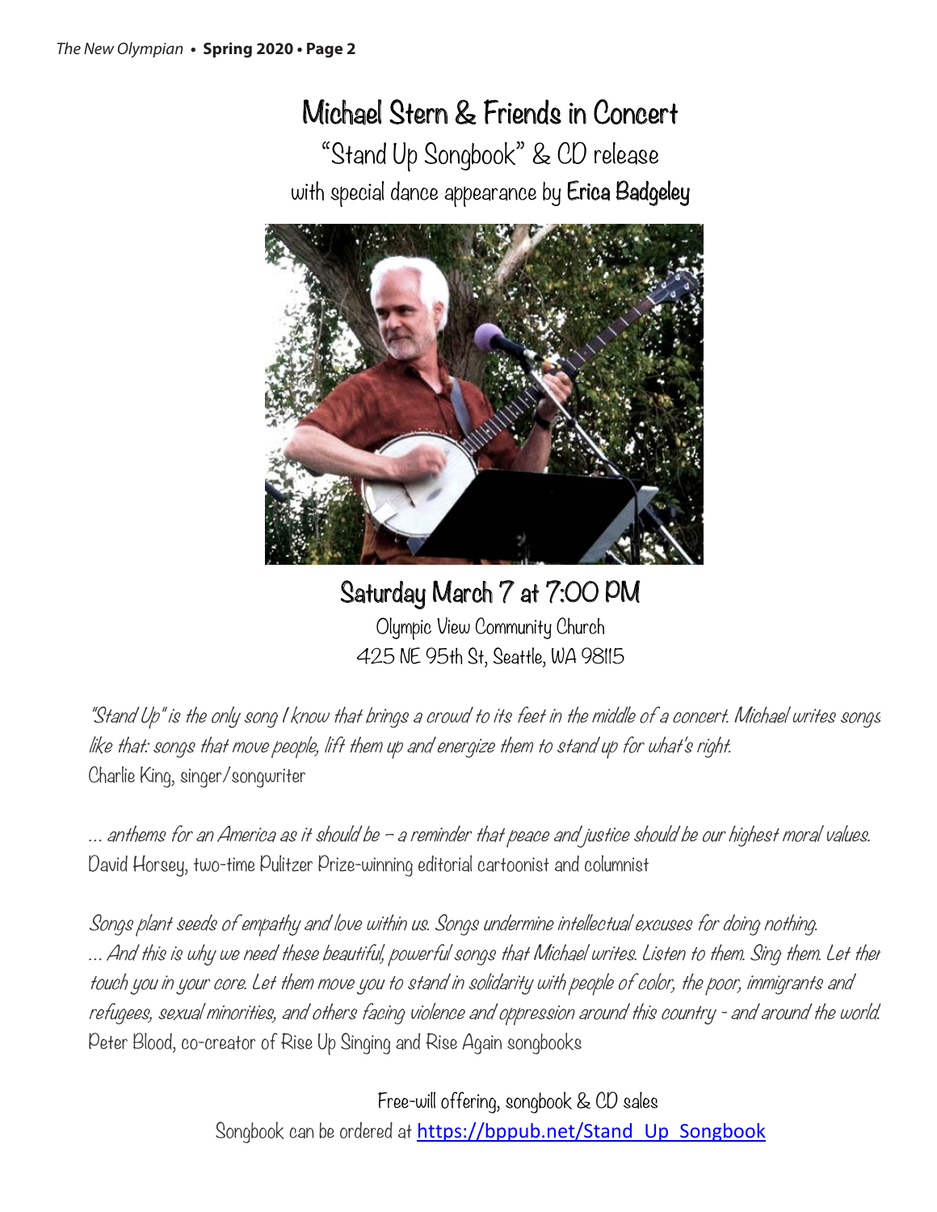# Michael Stern & Friends in Concert

## "Stand Up Songbook" & CD release

with special dance appearance by **Erica Badgeley**

## Saturday March 7 at 7:00 PM

Olympic View Community Church
425 NE 95th St, Seattle, WA 98115

*"Stand Up" is the only song I know that brings a crowd to its feet in the middle of a concert. Michael writes songs like that: songs that move people, lift them up and energize them to stand up for what's right.*
Charlie King, singer/songwriter

*... anthems for an America as it should be – a reminder that peace and justice should be our highest moral values.*
David Horsey, two-time Pulitzer Prize-winning editorial cartoonist and columnist

*Songs plant seeds of empathy and love within us. Songs undermine intellectual excuses for doing nothing. ... And this is why we need these beautiful, powerful songs that Michael writes. Listen to them. Sing them. Let them touch you in your core. Let them move you to stand in solidarity with people of color, the poor, immigrants and refugees, sexual minorities, and others facing violence and oppression around this country - and around the world.*
Peter Blood, co-creator of Rise Up Singing and Rise Again songbooks

Free-will offering, songbook & CD sales
Songbook can be ordered at https://bppub.net/Stand_Up_Songbook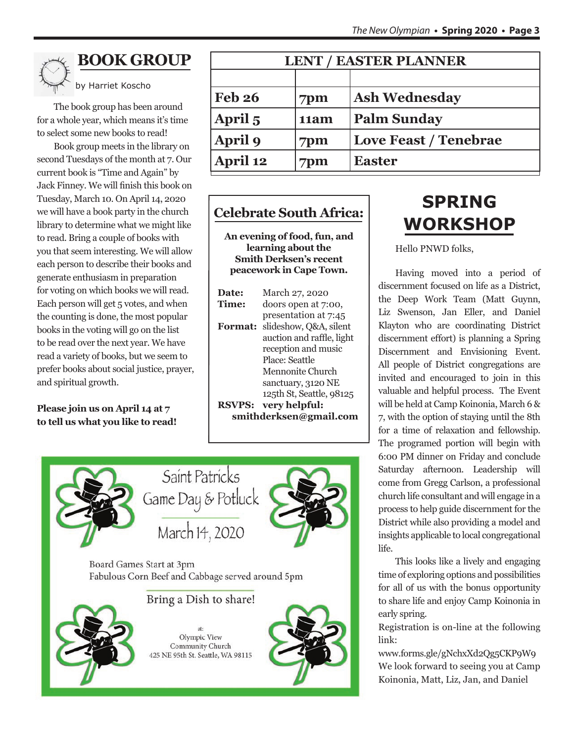## BOOK GROUP

by Harriet Koscho

The book group has been around for a whole year, which means it's time to select some new books to read!

Book group meets in the library on second Tuesdays of the month at 7. Our current book is "Time and Again" by Jack Finney. We will finish this book on Tuesday, March 10. On April 14, 2020 we will have a book party in the church library to determine what we might like to read. Bring a couple of books with you that seem interesting. We will allow each person to describe their books and generate enthusiasm in preparation for voting on which books we will read. Each person will get 5 votes, and when the counting is done, the most popular books in the voting will go on the list to be read over the next year. We have read a variety of books, but we seem to prefer books about social justice, prayer, and spiritual growth.

**Please join us on April 14 at 7 to tell us what you like to read!**

## LENT / EASTER PLANNER

| | | |
|---|---|---|
| **Feb 26** | **7pm** | **Ash Wednesday** |
| **April 5** | **11am** | **Palm Sunday** |
| **April 9** | **7pm** | **Love Feast / Tenebrae** |
| **April 12** | **7pm** | **Easter** |

## Celebrate South Africa:

**An evening of food, fun, and learning about the Smith Derksen's recent peacework in Cape Town.**

**Date:** March 27, 2020
**Time:** doors open at 7:00, presentation at 7:45
**Format:** slideshow, Q&A, silent auction and raffle, light reception and music
Place: Seattle Mennonite Church sanctuary, 3120 NE 125th St, Seattle, 98125
**RSVPS: very helpful: smithderksen@gmail.com**

## Saint Patricks Game Day & Potluck

March 14, 2020

Board Games Start at 3pm
Fabulous Corn Beef and Cabbage served around 5pm

Bring a Dish to share!

at:
Olympic View Community Church
425 NE 95th St. Seattle, WA 98115

## SPRING WORKSHOP

Hello PNWD folks,

Having moved into a period of discernment focused on life as a District, the Deep Work Team (Matt Guynn, Liz Swenson, Jan Eller, and Daniel Klayton who are coordinating District discernment effort) is planning a Spring Discernment and Envisioning Event. All people of District congregations are invited and encouraged to join in this valuable and helpful process. The Event will be held at Camp Koinonia, March 6 & 7, with the option of staying until the 8th for a time of relaxation and fellowship. The programed portion will begin with 6:00 PM dinner on Friday and conclude Saturday afternoon. Leadership will come from Gregg Carlson, a professional church life consultant and will engage in a process to help guide discernment for the District while also providing a model and insights applicable to local congregational life.

This looks like a lively and engaging time of exploring options and possibilities for all of us with the bonus opportunity to share life and enjoy Camp Koinonia in early spring.

Registration is on-line at the following link:

www.forms.gle/gNchxXd2Qg5CKP9W9

We look forward to seeing you at Camp Koinonia, Matt, Liz, Jan, and Daniel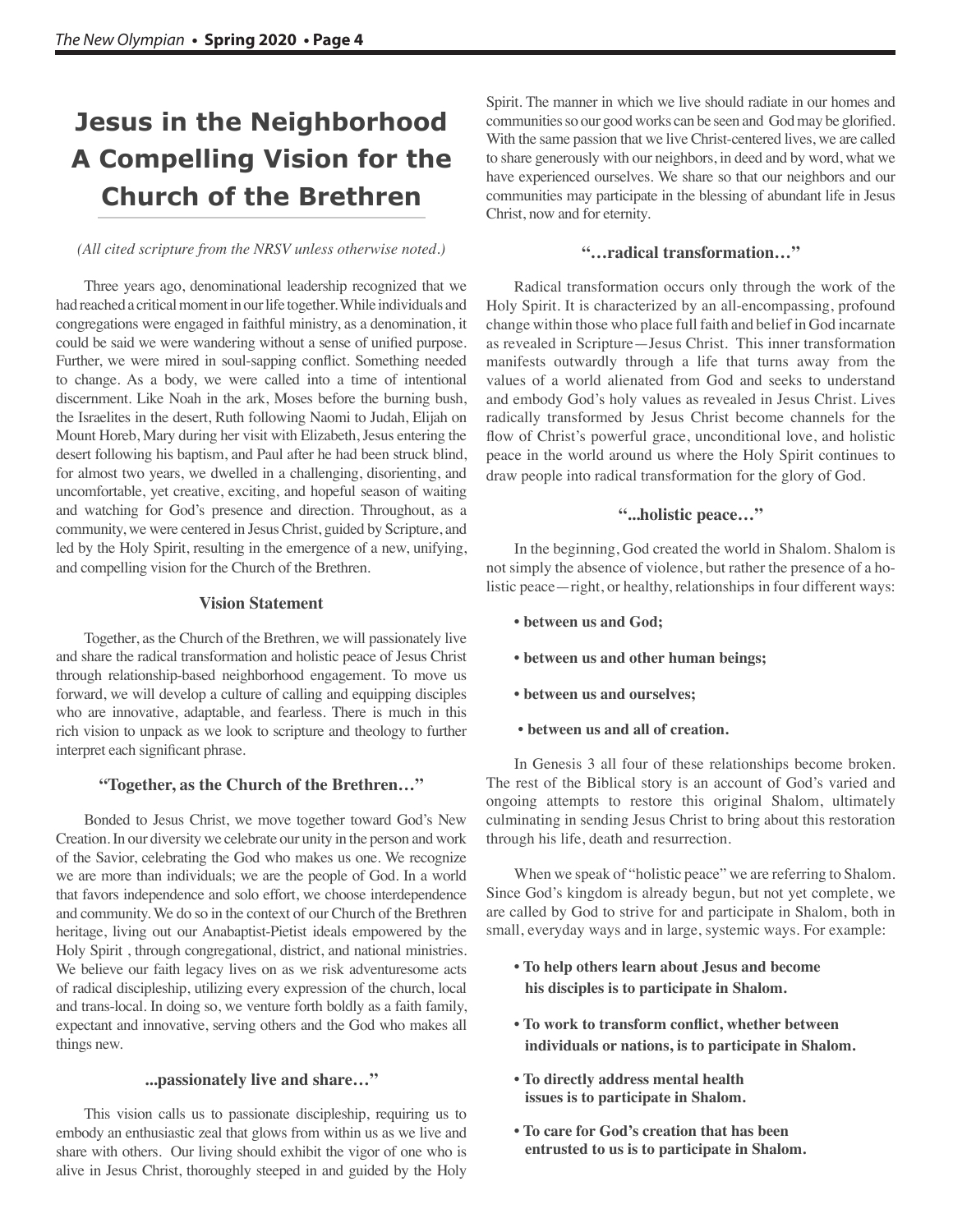# Jesus in the Neighborhood A Compelling Vision for the Church of the Brethren

*(All cited scripture from the NRSV unless otherwise noted.)*

Three years ago, denominational leadership recognized that we had reached a critical moment in our life together. While individuals and congregations were engaged in faithful ministry, as a denomination, it could be said we were wandering without a sense of unified purpose. Further, we were mired in soul-sapping conflict. Something needed to change. As a body, we were called into a time of intentional discernment. Like Noah in the ark, Moses before the burning bush, the Israelites in the desert, Ruth following Naomi to Judah, Elijah on Mount Horeb, Mary during her visit with Elizabeth, Jesus entering the desert following his baptism, and Paul after he had been struck blind, for almost two years, we dwelled in a challenging, disorienting, and uncomfortable, yet creative, exciting, and hopeful season of waiting and watching for God's presence and direction. Throughout, as a community, we were centered in Jesus Christ, guided by Scripture, and led by the Holy Spirit, resulting in the emergence of a new, unifying, and compelling vision for the Church of the Brethren.

### Vision Statement

Together, as the Church of the Brethren, we will passionately live and share the radical transformation and holistic peace of Jesus Christ through relationship-based neighborhood engagement. To move us forward, we will develop a culture of calling and equipping disciples who are innovative, adaptable, and fearless. There is much in this rich vision to unpack as we look to scripture and theology to further interpret each significant phrase.

### "Together, as the Church of the Brethren…"

Bonded to Jesus Christ, we move together toward God's New Creation. In our diversity we celebrate our unity in the person and work of the Savior, celebrating the God who makes us one. We recognize we are more than individuals; we are the people of God. In a world that favors independence and solo effort, we choose interdependence and community. We do so in the context of our Church of the Brethren heritage, living out our Anabaptist-Pietist ideals empowered by the Holy Spirit , through congregational, district, and national ministries. We believe our faith legacy lives on as we risk adventuresome acts of radical discipleship, utilizing every expression of the church, local and trans-local. In doing so, we venture forth boldly as a faith family, expectant and innovative, serving others and the God who makes all things new.

### ...passionately live and share…"

This vision calls us to passionate discipleship, requiring us to embody an enthusiastic zeal that glows from within us as we live and share with others. Our living should exhibit the vigor of one who is alive in Jesus Christ, thoroughly steeped in and guided by the Holy Spirit. The manner in which we live should radiate in our homes and communities so our good works can be seen and God may be glorified. With the same passion that we live Christ-centered lives, we are called to share generously with our neighbors, in deed and by word, what we have experienced ourselves. We share so that our neighbors and our communities may participate in the blessing of abundant life in Jesus Christ, now and for eternity.

### "…radical transformation…"

Radical transformation occurs only through the work of the Holy Spirit. It is characterized by an all-encompassing, profound change within those who place full faith and belief in God incarnate as revealed in Scripture—Jesus Christ. This inner transformation manifests outwardly through a life that turns away from the values of a world alienated from God and seeks to understand and embody God's holy values as revealed in Jesus Christ. Lives radically transformed by Jesus Christ become channels for the flow of Christ's powerful grace, unconditional love, and holistic peace in the world around us where the Holy Spirit continues to draw people into radical transformation for the glory of God.

### "...holistic peace…"

In the beginning, God created the world in Shalom. Shalom is not simply the absence of violence, but rather the presence of a holistic peace—right, or healthy, relationships in four different ways:

- **between us and God;**
- **between us and other human beings;**
- **between us and ourselves;**
- **between us and all of creation.**

In Genesis 3 all four of these relationships become broken. The rest of the Biblical story is an account of God's varied and ongoing attempts to restore this original Shalom, ultimately culminating in sending Jesus Christ to bring about this restoration through his life, death and resurrection.

When we speak of "holistic peace" we are referring to Shalom. Since God's kingdom is already begun, but not yet complete, we are called by God to strive for and participate in Shalom, both in small, everyday ways and in large, systemic ways. For example:

- **To help others learn about Jesus and become his disciples is to participate in Shalom.**
- **To work to transform conflict, whether between individuals or nations, is to participate in Shalom.**
- **To directly address mental health issues is to participate in Shalom.**
- **To care for God's creation that has been entrusted to us is to participate in Shalom.**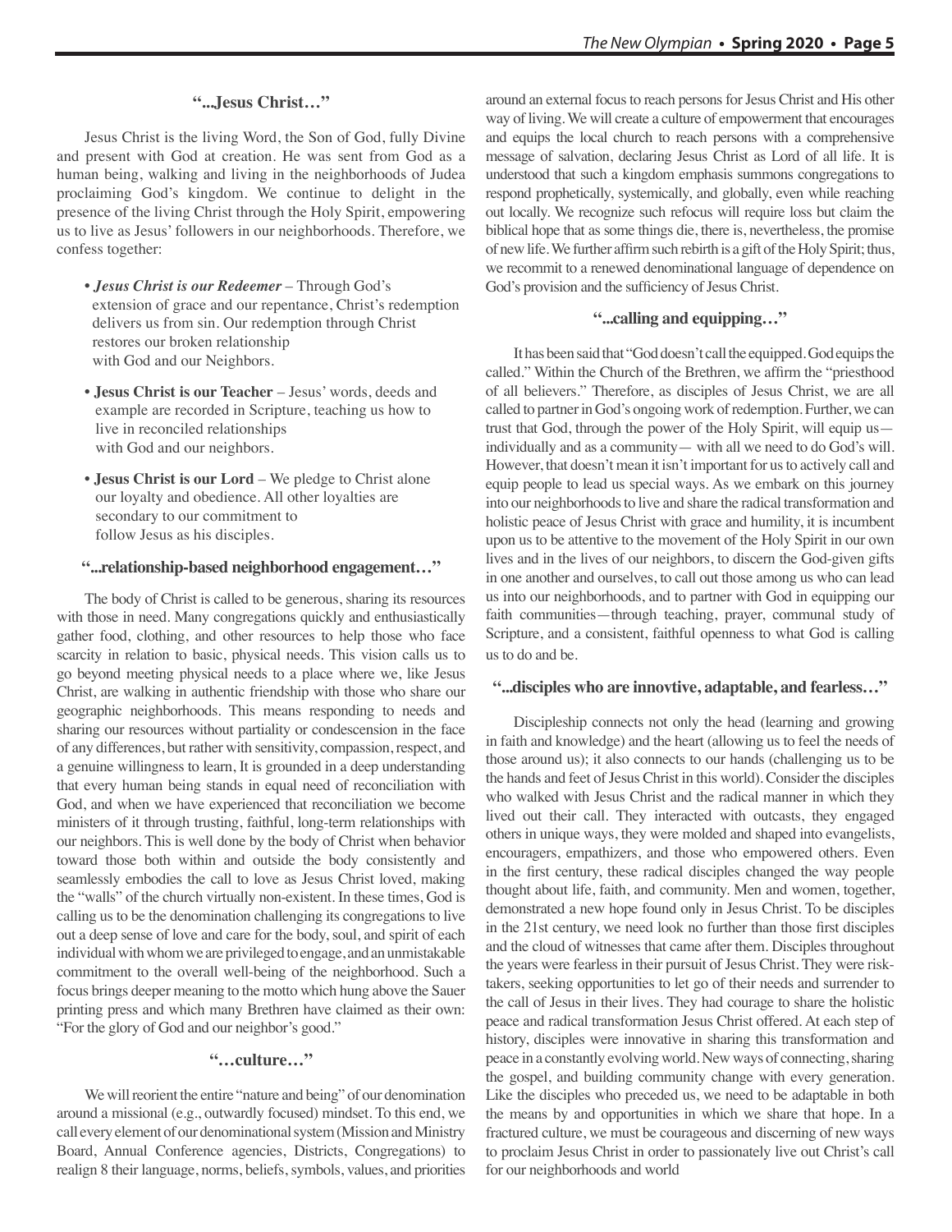### "...Jesus Christ…"

Jesus Christ is the living Word, the Son of God, fully Divine and present with God at creation. He was sent from God as a human being, walking and living in the neighborhoods of Judea proclaiming God's kingdom. We continue to delight in the presence of the living Christ through the Holy Spirit, empowering us to live as Jesus' followers in our neighborhoods. Therefore, we confess together:

- ***Jesus Christ is our Redeemer*** – Through God's extension of grace and our repentance, Christ's redemption delivers us from sin. Our redemption through Christ restores our broken relationship with God and our Neighbors.
- **Jesus Christ is our Teacher** – Jesus' words, deeds and example are recorded in Scripture, teaching us how to live in reconciled relationships with God and our neighbors.
- **Jesus Christ is our Lord** – We pledge to Christ alone our loyalty and obedience. All other loyalties are secondary to our commitment to follow Jesus as his disciples.

### "...relationship-based neighborhood engagement…"

The body of Christ is called to be generous, sharing its resources with those in need. Many congregations quickly and enthusiastically gather food, clothing, and other resources to help those who face scarcity in relation to basic, physical needs. This vision calls us to go beyond meeting physical needs to a place where we, like Jesus Christ, are walking in authentic friendship with those who share our geographic neighborhoods. This means responding to needs and sharing our resources without partiality or condescension in the face of any differences, but rather with sensitivity, compassion, respect, and a genuine willingness to learn, It is grounded in a deep understanding that every human being stands in equal need of reconciliation with God, and when we have experienced that reconciliation we become ministers of it through trusting, faithful, long-term relationships with our neighbors. This is well done by the body of Christ when behavior toward those both within and outside the body consistently and seamlessly embodies the call to love as Jesus Christ loved, making the "walls" of the church virtually non-existent. In these times, God is calling us to be the denomination challenging its congregations to live out a deep sense of love and care for the body, soul, and spirit of each individual with whom we are privileged to engage, and an unmistakable commitment to the overall well-being of the neighborhood. Such a focus brings deeper meaning to the motto which hung above the Sauer printing press and which many Brethren have claimed as their own: "For the glory of God and our neighbor's good."

### "…culture…"

We will reorient the entire "nature and being" of our denomination around a missional (e.g., outwardly focused) mindset. To this end, we call every element of our denominational system (Mission and Ministry Board, Annual Conference agencies, Districts, Congregations) to realign 8 their language, norms, beliefs, symbols, values, and priorities around an external focus to reach persons for Jesus Christ and His other way of living. We will create a culture of empowerment that encourages and equips the local church to reach persons with a comprehensive message of salvation, declaring Jesus Christ as Lord of all life. It is understood that such a kingdom emphasis summons congregations to respond prophetically, systemically, and globally, even while reaching out locally. We recognize such refocus will require loss but claim the biblical hope that as some things die, there is, nevertheless, the promise of new life. We further affirm such rebirth is a gift of the Holy Spirit; thus, we recommit to a renewed denominational language of dependence on God's provision and the sufficiency of Jesus Christ.

### "...calling and equipping…"

It has been said that "God doesn't call the equipped. God equips the called." Within the Church of the Brethren, we affirm the "priesthood of all believers." Therefore, as disciples of Jesus Christ, we are all called to partner in God's ongoing work of redemption. Further, we can trust that God, through the power of the Holy Spirit, will equip us—individually and as a community— with all we need to do God's will. However, that doesn't mean it isn't important for us to actively call and equip people to lead us special ways. As we embark on this journey into our neighborhoods to live and share the radical transformation and holistic peace of Jesus Christ with grace and humility, it is incumbent upon us to be attentive to the movement of the Holy Spirit in our own lives and in the lives of our neighbors, to discern the God-given gifts in one another and ourselves, to call out those among us who can lead us into our neighborhoods, and to partner with God in equipping our faith communities—through teaching, prayer, communal study of Scripture, and a consistent, faithful openness to what God is calling us to do and be.

### "...disciples who are innovtive, adaptable, and fearless…"

Discipleship connects not only the head (learning and growing in faith and knowledge) and the heart (allowing us to feel the needs of those around us); it also connects to our hands (challenging us to be the hands and feet of Jesus Christ in this world). Consider the disciples who walked with Jesus Christ and the radical manner in which they lived out their call. They interacted with outcasts, they engaged others in unique ways, they were molded and shaped into evangelists, encouragers, empathizers, and those who empowered others. Even in the first century, these radical disciples changed the way people thought about life, faith, and community. Men and women, together, demonstrated a new hope found only in Jesus Christ. To be disciples in the 21st century, we need look no further than those first disciples and the cloud of witnesses that came after them. Disciples throughout the years were fearless in their pursuit of Jesus Christ. They were risk-takers, seeking opportunities to let go of their needs and surrender to the call of Jesus in their lives. They had courage to share the holistic peace and radical transformation Jesus Christ offered. At each step of history, disciples were innovative in sharing this transformation and peace in a constantly evolving world. New ways of connecting, sharing the gospel, and building community change with every generation. Like the disciples who preceded us, we need to be adaptable in both the means by and opportunities in which we share that hope. In a fractured culture, we must be courageous and discerning of new ways to proclaim Jesus Christ in order to passionately live out Christ's call for our neighborhoods and world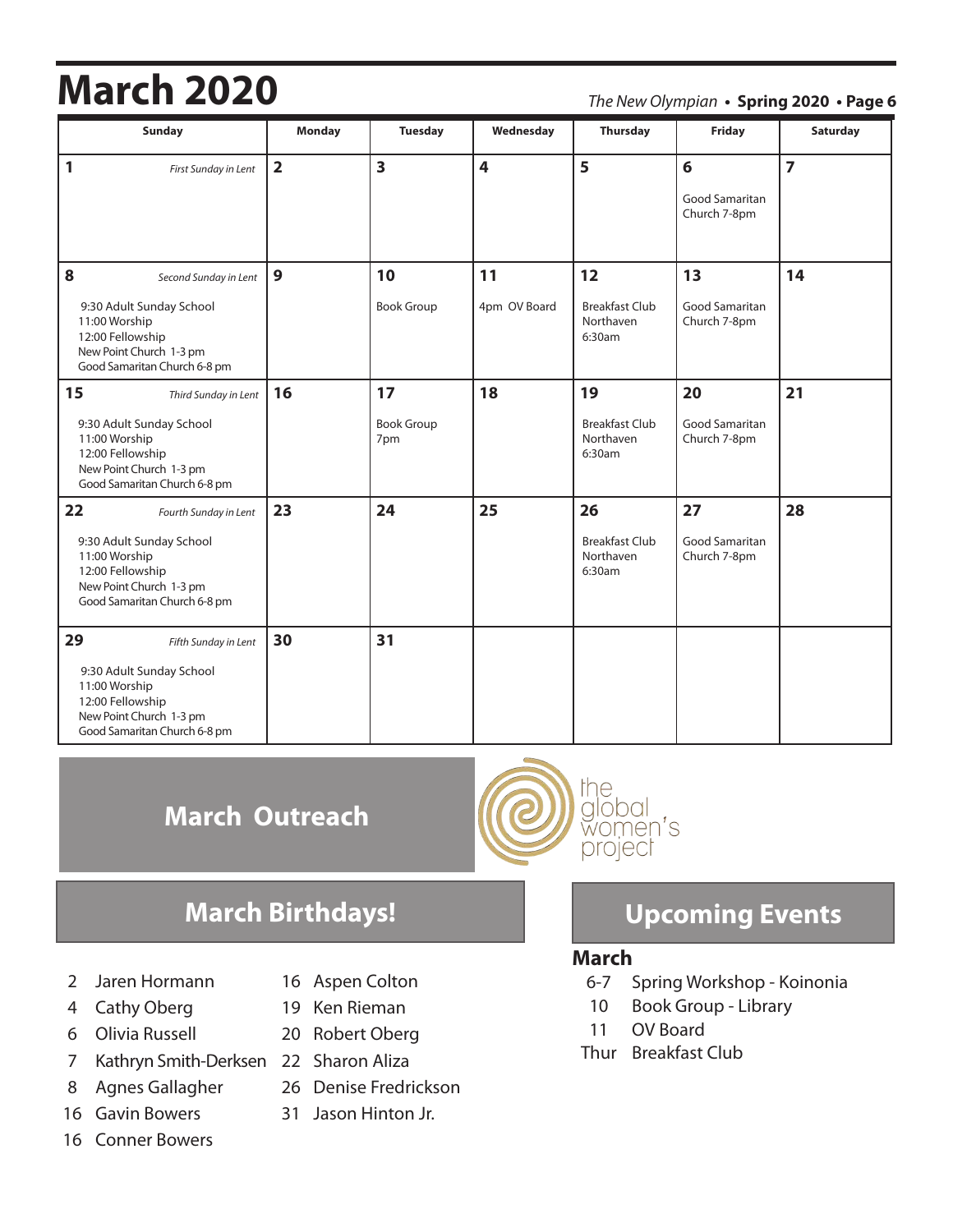# March 2020

| Sunday | Monday | Tuesday | Wednesday | Thursday | Friday | Saturday |
|---|---|---|---|---|---|---|
| **1** *First Sunday in Lent* | **2** | **3** | **4** | **5** | **6** Good Samaritan Church 7-8pm | **7** |
| **8** *Second Sunday in Lent* 9:30 Adult Sunday School 11:00 Worship 12:00 Fellowship New Point Church 1-3 pm Good Samaritan Church 6-8 pm | **9** | **10** Book Group | **11** 4pm OV Board | **12** Breakfast Club Northaven 6:30am | **13** Good Samaritan Church 7-8pm | **14** |
| **15** *Third Sunday in Lent* 9:30 Adult Sunday School 11:00 Worship 12:00 Fellowship New Point Church 1-3 pm Good Samaritan Church 6-8 pm | **16** | **17** Book Group 7pm | **18** | **19** Breakfast Club Northaven 6:30am | **20** Good Samaritan Church 7-8pm | **21** |
| **22** *Fourth Sunday in Lent* 9:30 Adult Sunday School 11:00 Worship 12:00 Fellowship New Point Church 1-3 pm Good Samaritan Church 6-8 pm | **23** | **24** | **25** | **26** Breakfast Club Northaven 6:30am | **27** Good Samaritan Church 7-8pm | **28** |
| **29** *Fifth Sunday in Lent* 9:30 Adult Sunday School 11:00 Worship 12:00 Fellowship New Point Church 1-3 pm Good Samaritan Church 6-8 pm | **30** | **31** | | | | |

## March Outreach

the global women's project

## March Birthdays!

- 2 Jaren Hormann
- 4 Cathy Oberg
- 6 Olivia Russell
- 7 Kathryn Smith-Derksen
- 8 Agnes Gallagher
- 16 Gavin Bowers
- 16 Conner Bowers
- 16 Aspen Colton
- 19 Ken Rieman
- 20 Robert Oberg
- 22 Sharon Aliza
- 26 Denise Fredrickson
- 31 Jason Hinton Jr.

## Upcoming Events

### March

- 6-7 Spring Workshop - Koinonia
- 10 Book Group - Library
- 11 OV Board
- Thur Breakfast Club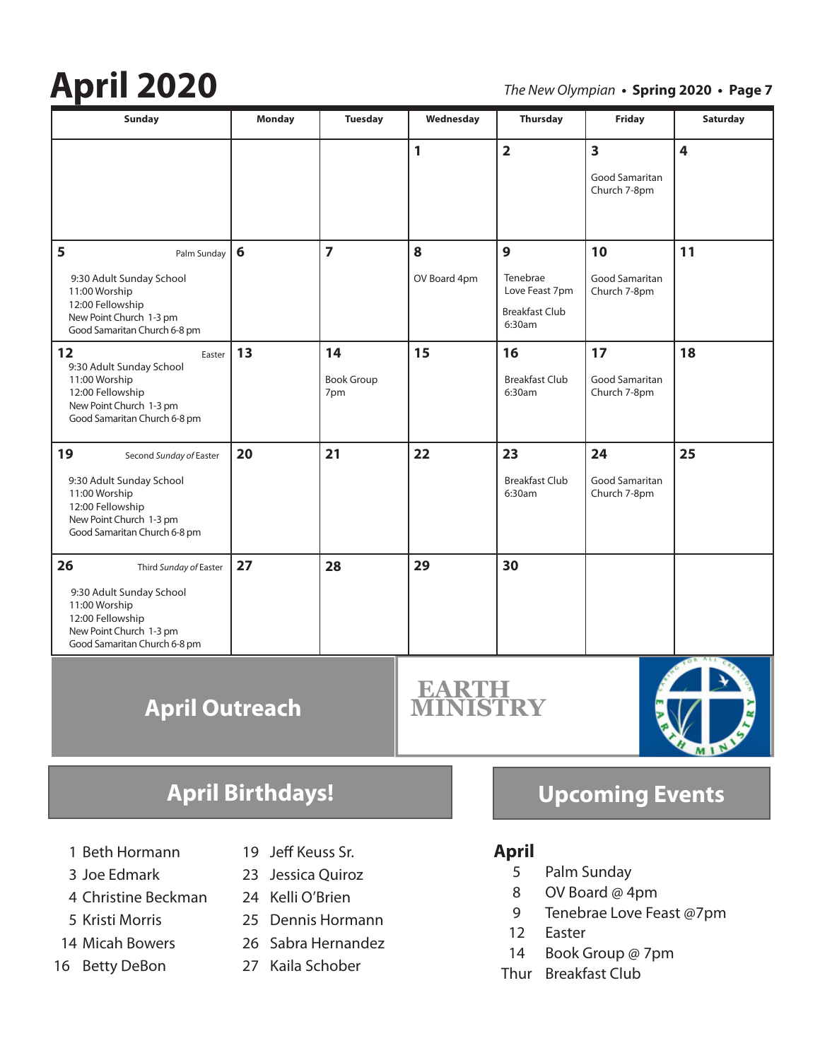# April 2020

| Sunday | Monday | Tuesday | Wednesday | Thursday | Friday | Saturday |
|---|---|---|---|---|---|---|
| | | | **1** | **2** | **3**<br>Good Samaritan Church 7-8pm | **4** |
| **5** Palm Sunday<br>9:30 Adult Sunday School<br>11:00 Worship<br>12:00 Fellowship<br>New Point Church 1-3 pm<br>Good Samaritan Church 6-8 pm | **6** | **7** | **8**<br>OV Board 4pm | **9**<br>Tenebrae Love Feast 7pm<br>Breakfast Club 6:30am | **10**<br>Good Samaritan Church 7-8pm | **11** |
| **12** Easter<br>9:30 Adult Sunday School<br>11:00 Worship<br>12:00 Fellowship<br>New Point Church 1-3 pm<br>Good Samaritan Church 6-8 pm | **13** | **14**<br>Book Group 7pm | **15** | **16**<br>Breakfast Club 6:30am | **17**<br>Good Samaritan Church 7-8pm | **18** |
| **19** Second *Sunday of* Easter<br>9:30 Adult Sunday School<br>11:00 Worship<br>12:00 Fellowship<br>New Point Church 1-3 pm<br>Good Samaritan Church 6-8 pm | **20** | **21** | **22** | **23**<br>Breakfast Club 6:30am | **24**<br>Good Samaritan Church 7-8pm | **25** |
| **26** Third *Sunday of* Easter<br>9:30 Adult Sunday School<br>11:00 Worship<br>12:00 Fellowship<br>New Point Church 1-3 pm<br>Good Samaritan Church 6-8 pm | **27** | **28** | **29** | **30** | | |

## April Outreach

**EARTH MINISTRY**

Caring for All Creation — Earth Ministry

## April Birthdays!

- 1 Beth Hormann
- 3 Joe Edmark
- 4 Christine Beckman
- 5 Kristi Morris
- 14 Micah Bowers
- 16 Betty DeBon
- 19 Jeff Keuss Sr.
- 23 Jessica Quiroz
- 24 Kelli O'Brien
- 25 Dennis Hormann
- 26 Sabra Hernandez
- 27 Kaila Schober

## Upcoming Events

**April**

- 5 Palm Sunday
- 8 OV Board @ 4pm
- 9 Tenebrae Love Feast @7pm
- 12 Easter
- 14 Book Group @ 7pm
- Thur Breakfast Club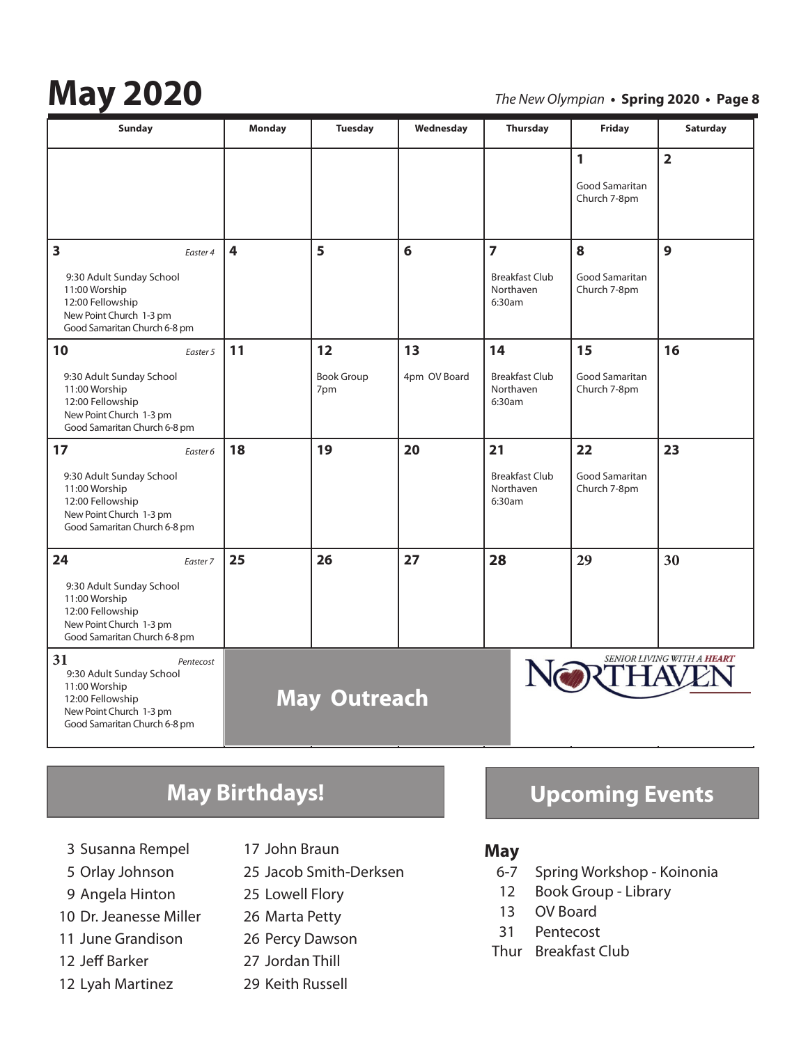# May 2020

| Sunday | Monday | Tuesday | Wednesday | Thursday | Friday | Saturday |
|---|---|---|---|---|---|---|
| | | | | | **1**<br>Good Samaritan Church 7-8pm | **2** |
| **3** *Easter 4*<br>9:30 Adult Sunday School<br>11:00 Worship<br>12:00 Fellowship<br>New Point Church 1-3 pm<br>Good Samaritan Church 6-8 pm | **4** | **5** | **6** | **7**<br>Breakfast Club Northaven 6:30am | **8**<br>Good Samaritan Church 7-8pm | **9** |
| **10** *Easter 5*<br>9:30 Adult Sunday School<br>11:00 Worship<br>12:00 Fellowship<br>New Point Church 1-3 pm<br>Good Samaritan Church 6-8 pm | **11** | **12**<br>Book Group 7pm | **13**<br>4pm OV Board | **14**<br>Breakfast Club Northaven 6:30am | **15**<br>Good Samaritan Church 7-8pm | **16** |
| **17** *Easter 6*<br>9:30 Adult Sunday School<br>11:00 Worship<br>12:00 Fellowship<br>New Point Church 1-3 pm<br>Good Samaritan Church 6-8 pm | **18** | **19** | **20** | **21**<br>Breakfast Club Northaven 6:30am | **22**<br>Good Samaritan Church 7-8pm | **23** |
| **24** *Easter 7*<br>9:30 Adult Sunday School<br>11:00 Worship<br>12:00 Fellowship<br>New Point Church 1-3 pm<br>Good Samaritan Church 6-8 pm | **25** | **26** | **27** | **28** | **29** | **30** |
| **31** *Pentecost*<br>9:30 Adult Sunday School<br>11:00 Worship<br>12:00 Fellowship<br>New Point Church 1-3 pm<br>Good Samaritan Church 6-8 pm | **May Outreach** | | | | NORTHAVEN — SENIOR LIVING WITH A HEART | |

## May Birthdays!

3 Susanna Rempel
5 Orlay Johnson
9 Angela Hinton
10 Dr. Jeanesse Miller
11 June Grandison
12 Jeff Barker
12 Lyah Martinez
17 John Braun
25 Jacob Smith-Derksen
25 Lowell Flory
26 Marta Petty
26 Percy Dawson
27 Jordan Thill
29 Keith Russell

## Upcoming Events

**May**

6-7 Spring Workshop - Koinonia
12 Book Group - Library
13 OV Board
31 Pentecost
Thur Breakfast Club